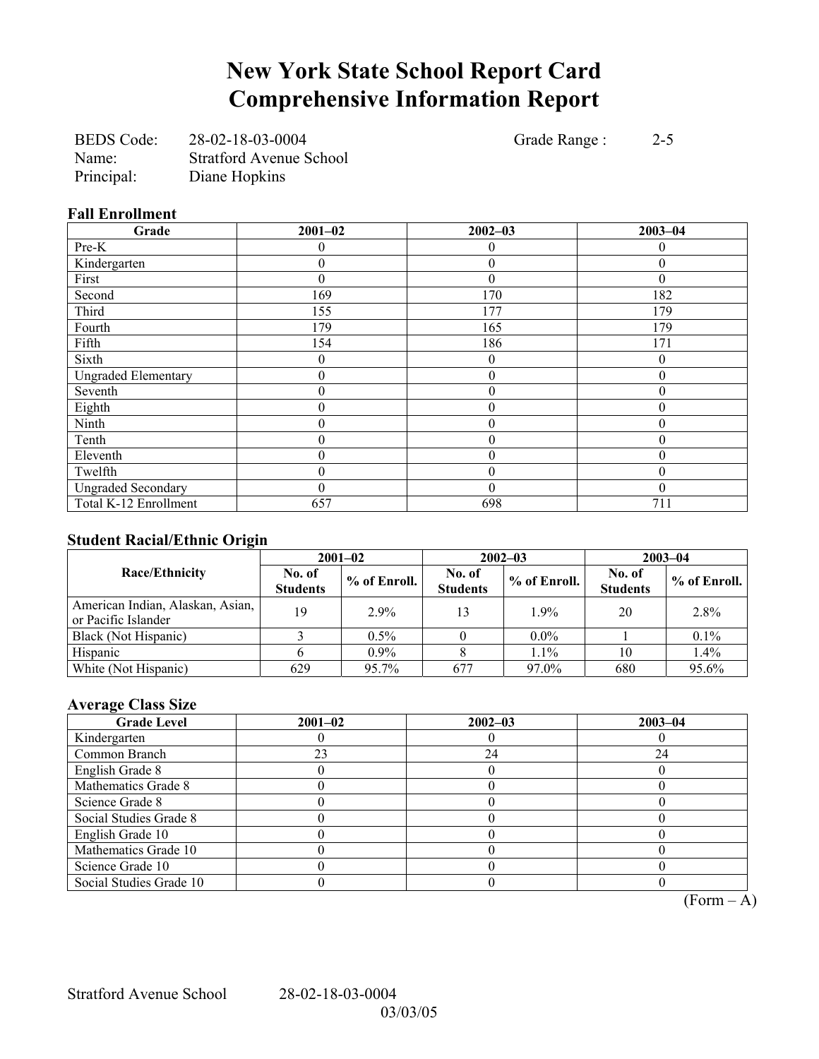# New York State School Report Card
# Comprehensive Information Report

BEDS Code: 28-02-18-03-0004 &nbsp;&nbsp;&nbsp;&nbsp; Grade Range : 2-5
Name: Stratford Avenue School
Principal: Diane Hopkins

### Fall Enrollment

| Grade | 2001–02 | 2002–03 | 2003–04 |
|---|---|---|---|
| Pre-K | 0 | 0 | 0 |
| Kindergarten | 0 | 0 | 0 |
| First | 0 | 0 | 0 |
| Second | 169 | 170 | 182 |
| Third | 155 | 177 | 179 |
| Fourth | 179 | 165 | 179 |
| Fifth | 154 | 186 | 171 |
| Sixth | 0 | 0 | 0 |
| Ungraded Elementary | 0 | 0 | 0 |
| Seventh | 0 | 0 | 0 |
| Eighth | 0 | 0 | 0 |
| Ninth | 0 | 0 | 0 |
| Tenth | 0 | 0 | 0 |
| Eleventh | 0 | 0 | 0 |
| Twelfth | 0 | 0 | 0 |
| Ungraded Secondary | 0 | 0 | 0 |
| Total K-12 Enrollment | 657 | 698 | 711 |

### Student Racial/Ethnic Origin

| Race/Ethnicity | 2001–02 | | 2002–03 | | 2003–04 | |
|---|---|---|---|---|---|---|
| | No. of Students | % of Enroll. | No. of Students | % of Enroll. | No. of Students | % of Enroll. |
| American Indian, Alaskan, Asian, or Pacific Islander | 19 | 2.9% | 13 | 1.9% | 20 | 2.8% |
| Black (Not Hispanic) | 3 | 0.5% | 0 | 0.0% | 1 | 0.1% |
| Hispanic | 6 | 0.9% | 8 | 1.1% | 10 | 1.4% |
| White (Not Hispanic) | 629 | 95.7% | 677 | 97.0% | 680 | 95.6% |

### Average Class Size

| Grade Level | 2001–02 | 2002–03 | 2003–04 |
|---|---|---|---|
| Kindergarten | 0 | 0 | 0 |
| Common Branch | 23 | 24 | 24 |
| English Grade 8 | 0 | 0 | 0 |
| Mathematics Grade 8 | 0 | 0 | 0 |
| Science Grade 8 | 0 | 0 | 0 |
| Social Studies Grade 8 | 0 | 0 | 0 |
| English Grade 10 | 0 | 0 | 0 |
| Mathematics Grade 10 | 0 | 0 | 0 |
| Science Grade 10 | 0 | 0 | 0 |
| Social Studies Grade 10 | 0 | 0 | 0 |

(Form – A)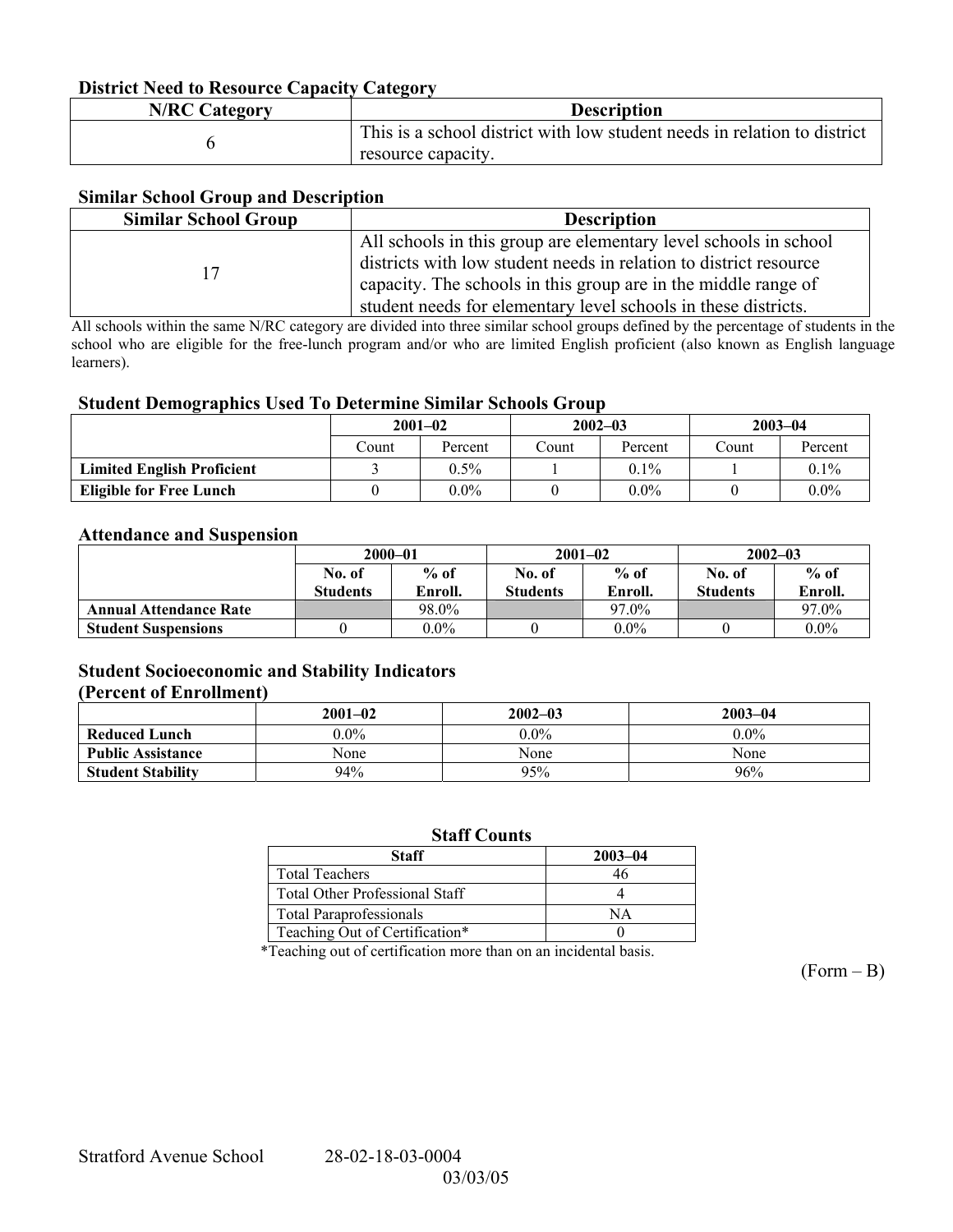### District Need to Resource Capacity Category

| N/RC Category | Description |
|---|---|
| 6 | This is a school district with low student needs in relation to district resource capacity. |

### Similar School Group and Description

| Similar School Group | Description |
|---|---|
| 17 | All schools in this group are elementary level schools in school districts with low student needs in relation to district resource capacity. The schools in this group are in the middle range of student needs for elementary level schools in these districts. |

All schools within the same N/RC category are divided into three similar school groups defined by the percentage of students in the school who are eligible for the free-lunch program and/or who are limited English proficient (also known as English language learners).

### Student Demographics Used To Determine Similar Schools Group

| | 2001–02 | | 2002–03 | | 2003–04 | |
|---|---|---|---|---|---|---|
| | Count | Percent | Count | Percent | Count | Percent |
| **Limited English Proficient** | 3 | 0.5% | 1 | 0.1% | 1 | 0.1% |
| **Eligible for Free Lunch** | 0 | 0.0% | 0 | 0.0% | 0 | 0.0% |

### Attendance and Suspension

| | 2000–01 | | 2001–02 | | 2002–03 | |
|---|---|---|---|---|---|---|
| | No. of Students | % of Enroll. | No. of Students | % of Enroll. | No. of Students | % of Enroll. |
| **Annual Attendance Rate** | | 98.0% | | 97.0% | | 97.0% |
| **Student Suspensions** | 0 | 0.0% | 0 | 0.0% | 0 | 0.0% |

### Student Socioeconomic and Stability Indicators (Percent of Enrollment)

| | 2001–02 | 2002–03 | 2003–04 |
|---|---|---|---|
| **Reduced Lunch** | 0.0% | 0.0% | 0.0% |
| **Public Assistance** | None | None | None |
| **Student Stability** | 94% | 95% | 96% |

### Staff Counts

| Staff | 2003–04 |
|---|---|
| Total Teachers | 46 |
| Total Other Professional Staff | 4 |
| Total Paraprofessionals | NA |
| Teaching Out of Certification* | 0 |

*Teaching out of certification more than on an incidental basis.

(Form – B)

Stratford Avenue School 28-02-18-03-0004

03/03/05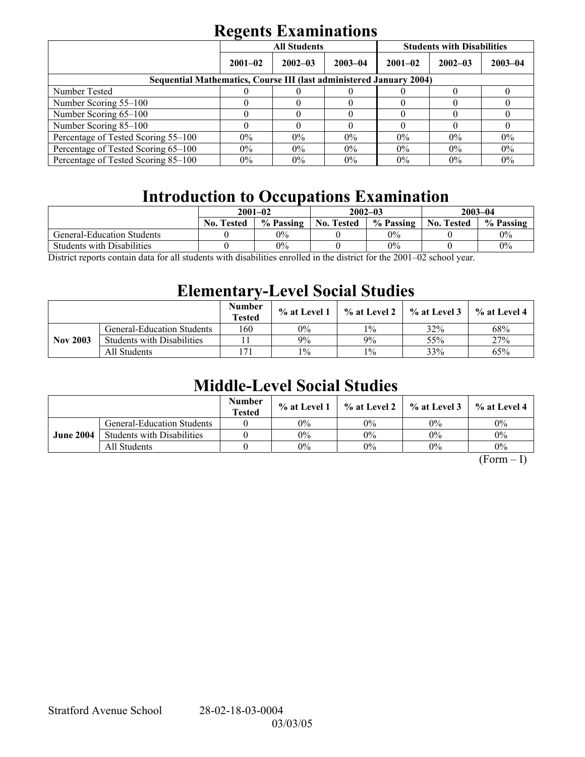# Regents Examinations

| | All Students | | | Students with Disabilities | | |
|---|---|---|---|---|---|---|
| | 2001–02 | 2002–03 | 2003–04 | 2001–02 | 2002–03 | 2003–04 |
| **Sequential Mathematics, Course III (last administered January 2004)** | | | | | | |
| Number Tested | 0 | 0 | 0 | 0 | 0 | 0 |
| Number Scoring 55–100 | 0 | 0 | 0 | 0 | 0 | 0 |
| Number Scoring 65–100 | 0 | 0 | 0 | 0 | 0 | 0 |
| Number Scoring 85–100 | 0 | 0 | 0 | 0 | 0 | 0 |
| Percentage of Tested Scoring 55–100 | 0% | 0% | 0% | 0% | 0% | 0% |
| Percentage of Tested Scoring 65–100 | 0% | 0% | 0% | 0% | 0% | 0% |
| Percentage of Tested Scoring 85–100 | 0% | 0% | 0% | 0% | 0% | 0% |

# Introduction to Occupations Examination

| | 2001–02 | | 2002–03 | | 2003–04 | |
|---|---|---|---|---|---|---|
| | No. Tested | % Passing | No. Tested | % Passing | No. Tested | % Passing |
| General-Education Students | 0 | 0% | 0 | 0% | 0 | 0% |
| Students with Disabilities | 0 | 0% | 0 | 0% | 0 | 0% |

District reports contain data for all students with disabilities enrolled in the district for the 2001–02 school year.

# Elementary-Level Social Studies

| | | Number Tested | % at Level 1 | % at Level 2 | % at Level 3 | % at Level 4 |
|---|---|---|---|---|---|---|
| Nov 2003 | General-Education Students | 160 | 0% | 1% | 32% | 68% |
| | Students with Disabilities | 11 | 9% | 9% | 55% | 27% |
| | All Students | 171 | 1% | 1% | 33% | 65% |

# Middle-Level Social Studies

| | | Number Tested | % at Level 1 | % at Level 2 | % at Level 3 | % at Level 4 |
|---|---|---|---|---|---|---|
| June 2004 | General-Education Students | 0 | 0% | 0% | 0% | 0% |
| | Students with Disabilities | 0 | 0% | 0% | 0% | 0% |
| | All Students | 0 | 0% | 0% | 0% | 0% |

(Form – I)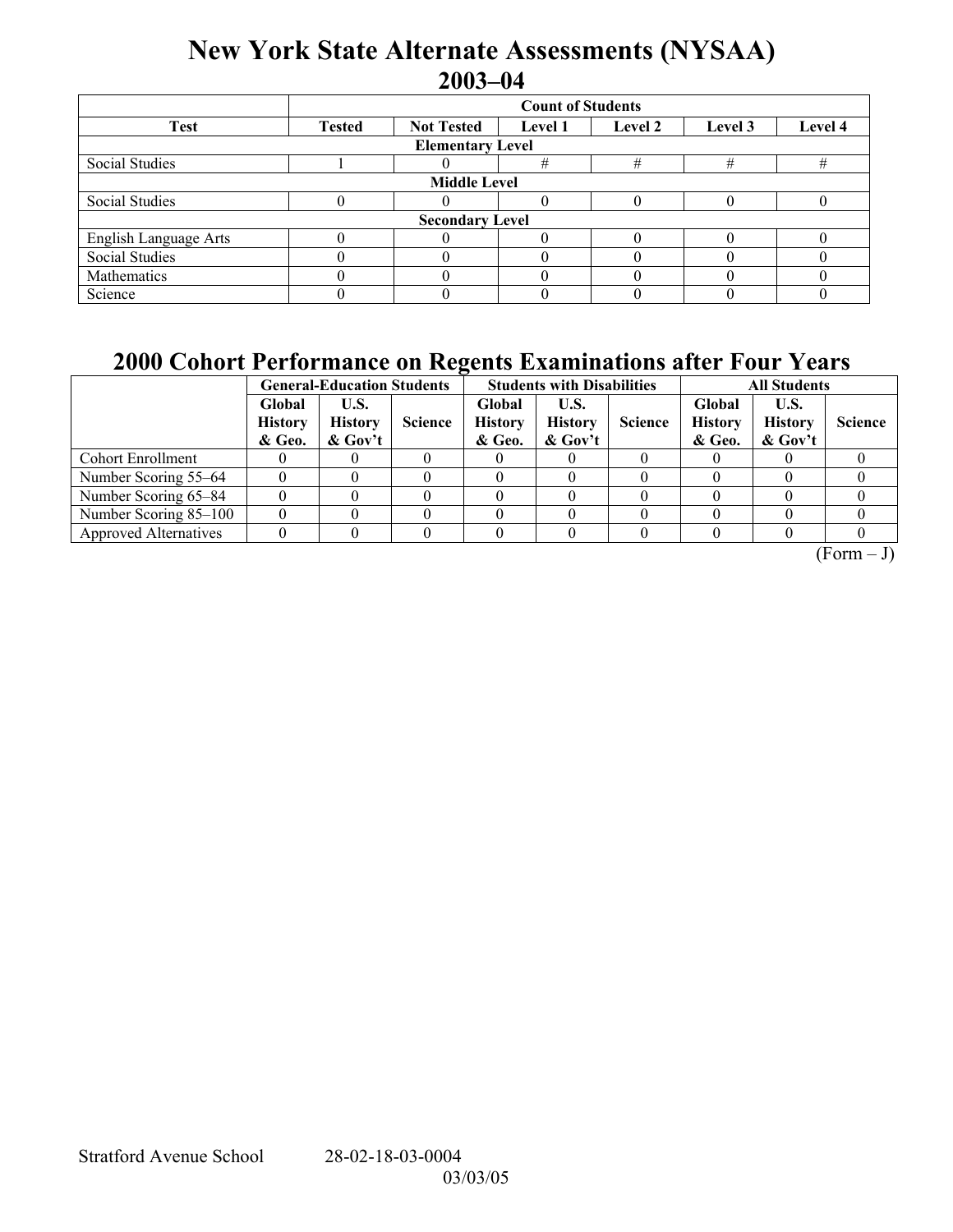# New York State Alternate Assessments (NYSAA) 2003–04

| Test | Count of Students | | | | | |
|---|---|---|---|---|---|---|
| | Tested | Not Tested | Level 1 | Level 2 | Level 3 | Level 4 |
| **Elementary Level** | | | | | | |
| Social Studies | 1 | 0 | # | # | # | # |
| **Middle Level** | | | | | | |
| Social Studies | 0 | 0 | 0 | 0 | 0 | 0 |
| **Secondary Level** | | | | | | |
| English Language Arts | 0 | 0 | 0 | 0 | 0 | 0 |
| Social Studies | 0 | 0 | 0 | 0 | 0 | 0 |
| Mathematics | 0 | 0 | 0 | 0 | 0 | 0 |
| Science | 0 | 0 | 0 | 0 | 0 | 0 |

# 2000 Cohort Performance on Regents Examinations after Four Years

| | General-Education Students | | | Students with Disabilities | | | All Students | | |
|---|---|---|---|---|---|---|---|---|---|
| | Global History & Geo. | U.S. History & Gov't | Science | Global History & Geo. | U.S. History & Gov't | Science | Global History & Geo. | U.S. History & Gov't | Science |
| Cohort Enrollment | 0 | 0 | 0 | 0 | 0 | 0 | 0 | 0 | 0 |
| Number Scoring 55–64 | 0 | 0 | 0 | 0 | 0 | 0 | 0 | 0 | 0 |
| Number Scoring 65–84 | 0 | 0 | 0 | 0 | 0 | 0 | 0 | 0 | 0 |
| Number Scoring 85–100 | 0 | 0 | 0 | 0 | 0 | 0 | 0 | 0 | 0 |
| Approved Alternatives | 0 | 0 | 0 | 0 | 0 | 0 | 0 | 0 | 0 |

(Form – J)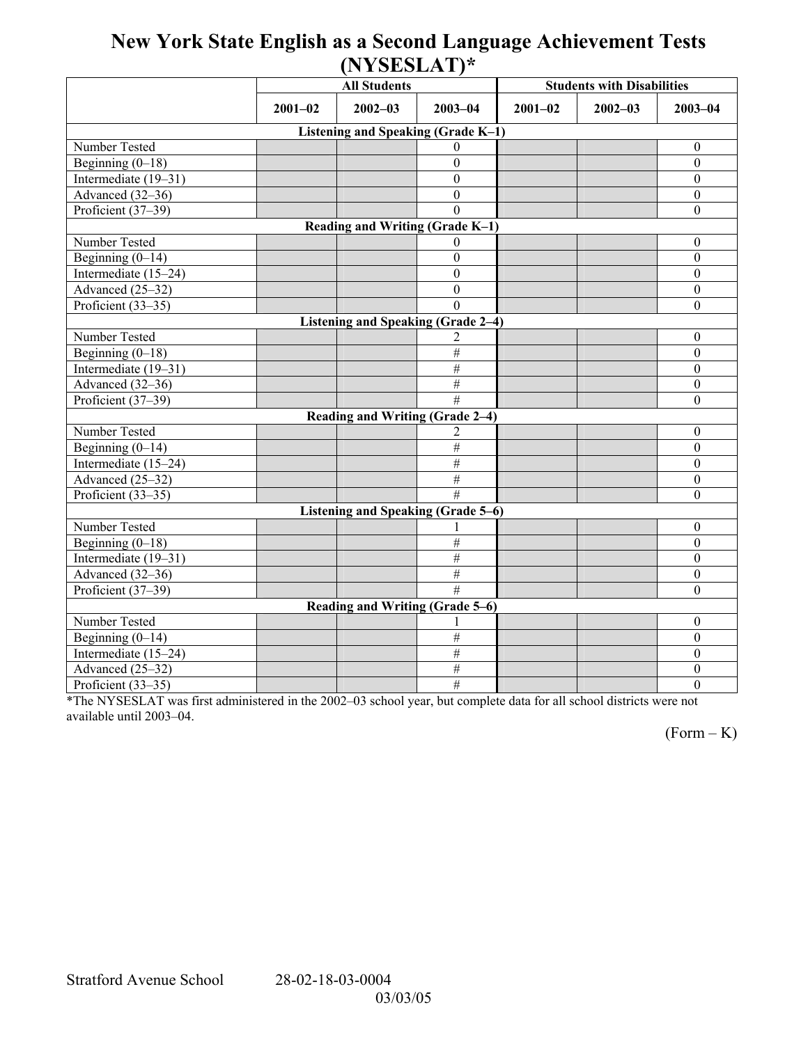# New York State English as a Second Language Achievement Tests (NYSESLAT)*

| | All Students | | | Students with Disabilities | | |
|---|---|---|---|---|---|---|
| | 2001–02 | 2002–03 | 2003–04 | 2001–02 | 2002–03 | 2003–04 |
| **Listening and Speaking (Grade K–1)** | | | | | | |
| Number Tested | | | 0 | | | 0 |
| Beginning (0–18) | | | 0 | | | 0 |
| Intermediate (19–31) | | | 0 | | | 0 |
| Advanced (32–36) | | | 0 | | | 0 |
| Proficient (37–39) | | | 0 | | | 0 |
| **Reading and Writing (Grade K–1)** | | | | | | |
| Number Tested | | | 0 | | | 0 |
| Beginning (0–14) | | | 0 | | | 0 |
| Intermediate (15–24) | | | 0 | | | 0 |
| Advanced (25–32) | | | 0 | | | 0 |
| Proficient (33–35) | | | 0 | | | 0 |
| **Listening and Speaking (Grade 2–4)** | | | | | | |
| Number Tested | | | 2 | | | 0 |
| Beginning (0–18) | | | # | | | 0 |
| Intermediate (19–31) | | | # | | | 0 |
| Advanced (32–36) | | | # | | | 0 |
| Proficient (37–39) | | | # | | | 0 |
| **Reading and Writing (Grade 2–4)** | | | | | | |
| Number Tested | | | 2 | | | 0 |
| Beginning (0–14) | | | # | | | 0 |
| Intermediate (15–24) | | | # | | | 0 |
| Advanced (25–32) | | | # | | | 0 |
| Proficient (33–35) | | | # | | | 0 |
| **Listening and Speaking (Grade 5–6)** | | | | | | |
| Number Tested | | | 1 | | | 0 |
| Beginning (0–18) | | | # | | | 0 |
| Intermediate (19–31) | | | # | | | 0 |
| Advanced (32–36) | | | # | | | 0 |
| Proficient (37–39) | | | # | | | 0 |
| **Reading and Writing (Grade 5–6)** | | | | | | |
| Number Tested | | | 1 | | | 0 |
| Beginning (0–14) | | | # | | | 0 |
| Intermediate (15–24) | | | # | | | 0 |
| Advanced (25–32) | | | # | | | 0 |
| Proficient (33–35) | | | # | | | 0 |

*The NYSESLAT was first administered in the 2002–03 school year, but complete data for all school districts were not available until 2003–04.

(Form – K)